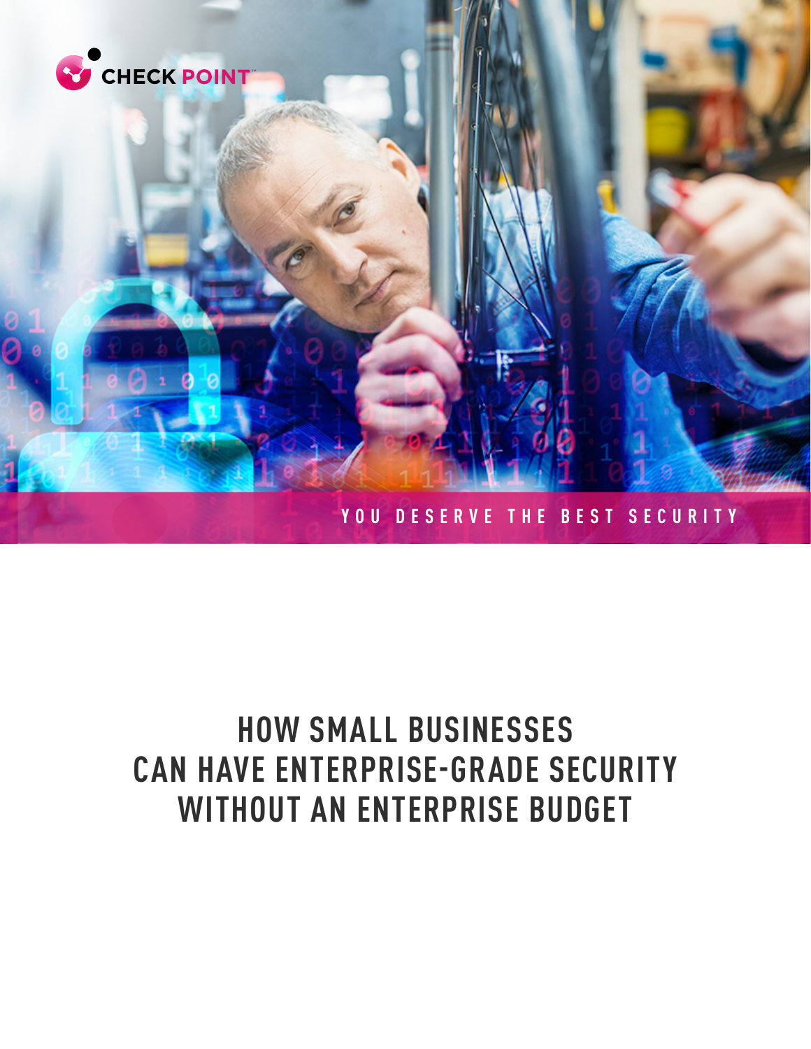CHECK POINT

YOU DESERVE THE BEST SECURITY

# HOW SMALL BUSINESSES CAN HAVE ENTERPRISE-GRADE SECURITY WITHOUT AN ENTERPRISE BUDGET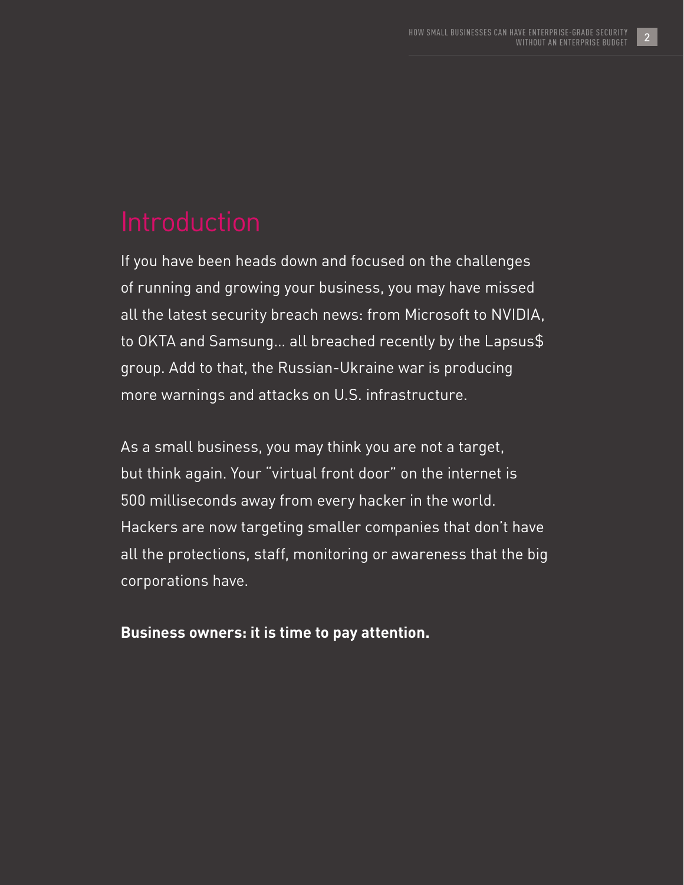# Introduction

If you have been heads down and focused on the challenges of running and growing your business, you may have missed all the latest security breach news: from Microsoft to NVIDIA, to OKTA and Samsung… all breached recently by the Lapsus$ group. Add to that, the Russian-Ukraine war is producing more warnings and attacks on U.S. infrastructure.

As a small business, you may think you are not a target, but think again. Your "virtual front door" on the internet is 500 milliseconds away from every hacker in the world. Hackers are now targeting smaller companies that don't have all the protections, staff, monitoring or awareness that the big corporations have.

**Business owners: it is time to pay attention.**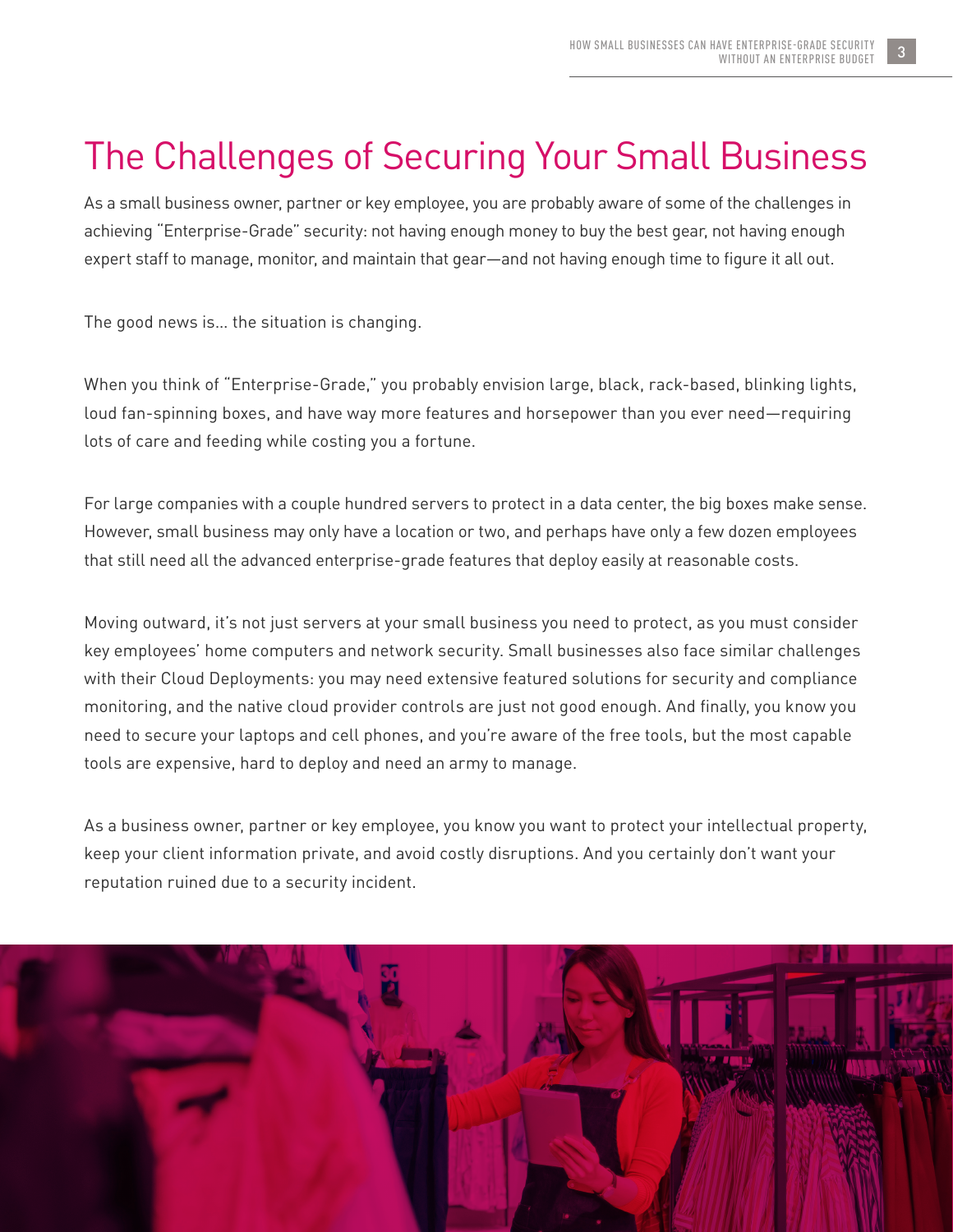# The Challenges of Securing Your Small Business

As a small business owner, partner or key employee, you are probably aware of some of the challenges in achieving "Enterprise-Grade" security: not having enough money to buy the best gear, not having enough expert staff to manage, monitor, and maintain that gear—and not having enough time to figure it all out.

The good news is… the situation is changing.

When you think of "Enterprise-Grade," you probably envision large, black, rack-based, blinking lights, loud fan-spinning boxes, and have way more features and horsepower than you ever need—requiring lots of care and feeding while costing you a fortune.

For large companies with a couple hundred servers to protect in a data center, the big boxes make sense. However, small business may only have a location or two, and perhaps have only a few dozen employees that still need all the advanced enterprise-grade features that deploy easily at reasonable costs.

Moving outward, it's not just servers at your small business you need to protect, as you must consider key employees' home computers and network security. Small businesses also face similar challenges with their Cloud Deployments: you may need extensive featured solutions for security and compliance monitoring, and the native cloud provider controls are just not good enough. And finally, you know you need to secure your laptops and cell phones, and you're aware of the free tools, but the most capable tools are expensive, hard to deploy and need an army to manage.

As a business owner, partner or key employee, you know you want to protect your intellectual property, keep your client information private, and avoid costly disruptions. And you certainly don't want your reputation ruined due to a security incident.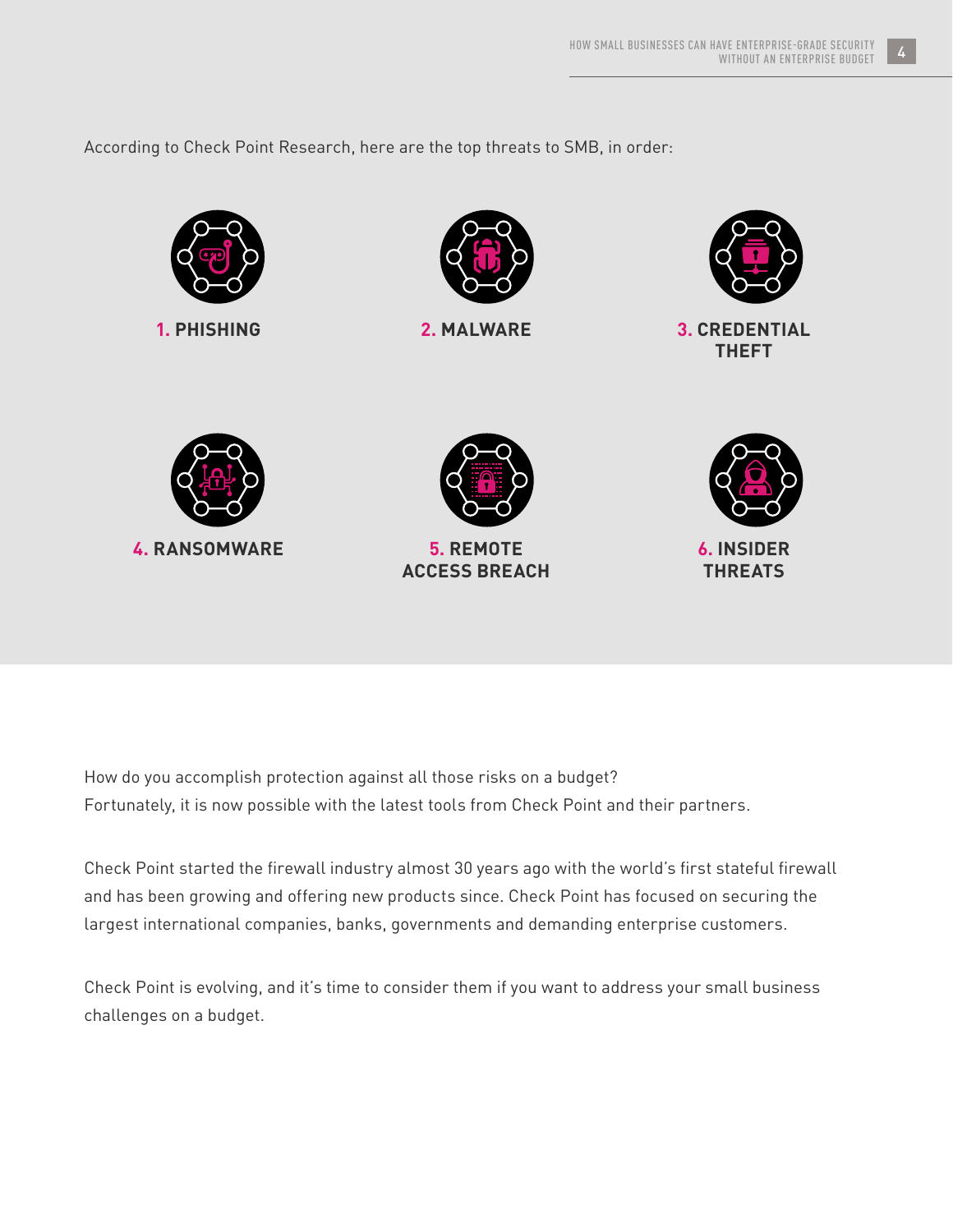According to Check Point Research, here are the top threats to SMB, in order:

1. **PHISHING**
2. **MALWARE**
3. **CREDENTIAL THEFT**
4. **RANSOMWARE**
5. **REMOTE ACCESS BREACH**
6. **INSIDER THREATS**

How do you accomplish protection against all those risks on a budget?
Fortunately, it is now possible with the latest tools from Check Point and their partners.

Check Point started the firewall industry almost 30 years ago with the world's first stateful firewall and has been growing and offering new products since. Check Point has focused on securing the largest international companies, banks, governments and demanding enterprise customers.

Check Point is evolving, and it's time to consider them if you want to address your small business challenges on a budget.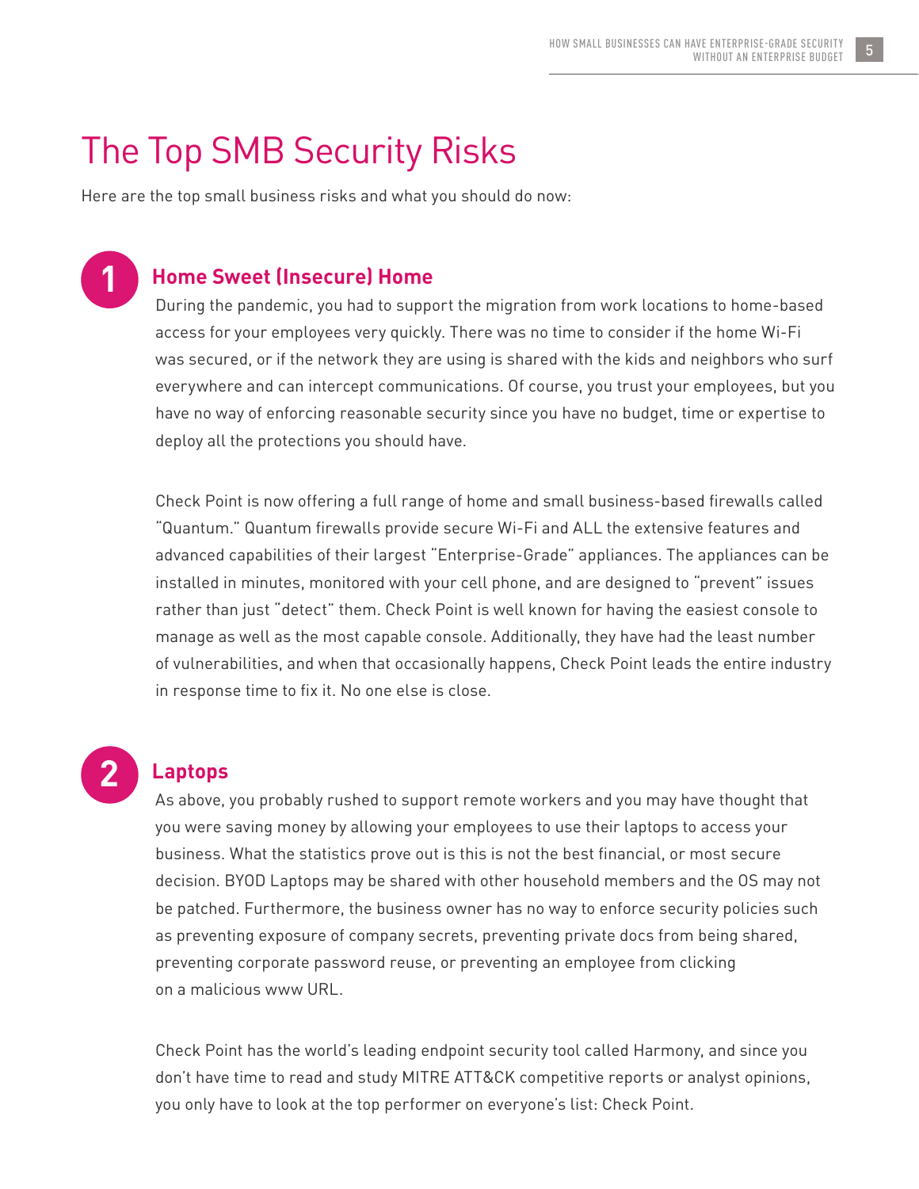# The Top SMB Security Risks

Here are the top small business risks and what you should do now:

## 1 Home Sweet (Insecure) Home

During the pandemic, you had to support the migration from work locations to home-based access for your employees very quickly. There was no time to consider if the home Wi-Fi was secured, or if the network they are using is shared with the kids and neighbors who surf everywhere and can intercept communications. Of course, you trust your employees, but you have no way of enforcing reasonable security since you have no budget, time or expertise to deploy all the protections you should have.

Check Point is now offering a full range of home and small business-based firewalls called "Quantum." Quantum firewalls provide secure Wi-Fi and ALL the extensive features and advanced capabilities of their largest "Enterprise-Grade" appliances. The appliances can be installed in minutes, monitored with your cell phone, and are designed to "prevent" issues rather than just "detect" them. Check Point is well known for having the easiest console to manage as well as the most capable console. Additionally, they have had the least number of vulnerabilities, and when that occasionally happens, Check Point leads the entire industry in response time to fix it. No one else is close.

## 2 Laptops

As above, you probably rushed to support remote workers and you may have thought that you were saving money by allowing your employees to use their laptops to access your business. What the statistics prove out is this is not the best financial, or most secure decision. BYOD Laptops may be shared with other household members and the OS may not be patched. Furthermore, the business owner has no way to enforce security policies such as preventing exposure of company secrets, preventing private docs from being shared, preventing corporate password reuse, or preventing an employee from clicking on a malicious www URL.

Check Point has the world's leading endpoint security tool called Harmony, and since you don't have time to read and study MITRE ATT&CK competitive reports or analyst opinions, you only have to look at the top performer on everyone's list: Check Point.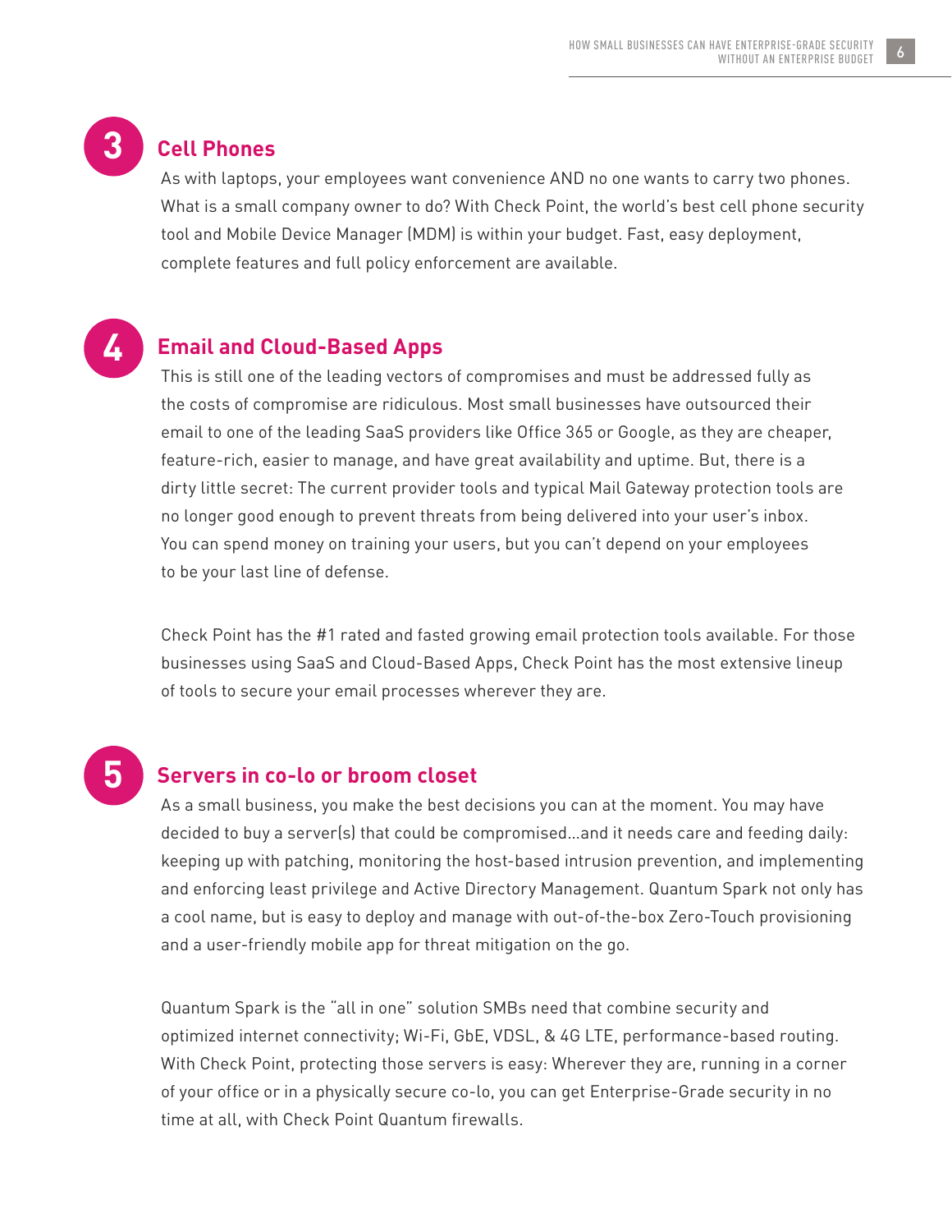## 3 Cell Phones

As with laptops, your employees want convenience AND no one wants to carry two phones. What is a small company owner to do? With Check Point, the world's best cell phone security tool and Mobile Device Manager (MDM) is within your budget. Fast, easy deployment, complete features and full policy enforcement are available.

## 4 Email and Cloud-Based Apps

This is still one of the leading vectors of compromises and must be addressed fully as the costs of compromise are ridiculous. Most small businesses have outsourced their email to one of the leading SaaS providers like Office 365 or Google, as they are cheaper, feature-rich, easier to manage, and have great availability and uptime. But, there is a dirty little secret: The current provider tools and typical Mail Gateway protection tools are no longer good enough to prevent threats from being delivered into your user's inbox. You can spend money on training your users, but you can't depend on your employees to be your last line of defense.

Check Point has the #1 rated and fasted growing email protection tools available. For those businesses using SaaS and Cloud-Based Apps, Check Point has the most extensive lineup of tools to secure your email processes wherever they are.

## 5 Servers in co-lo or broom closet

As a small business, you make the best decisions you can at the moment. You may have decided to buy a server(s) that could be compromised...and it needs care and feeding daily: keeping up with patching, monitoring the host-based intrusion prevention, and implementing and enforcing least privilege and Active Directory Management. Quantum Spark not only has a cool name, but is easy to deploy and manage with out-of-the-box Zero-Touch provisioning and a user-friendly mobile app for threat mitigation on the go.

Quantum Spark is the "all in one" solution SMBs need that combine security and optimized internet connectivity; Wi-Fi, GbE, VDSL, & 4G LTE, performance-based routing. With Check Point, protecting those servers is easy: Wherever they are, running in a corner of your office or in a physically secure co-lo, you can get Enterprise-Grade security in no time at all, with Check Point Quantum firewalls.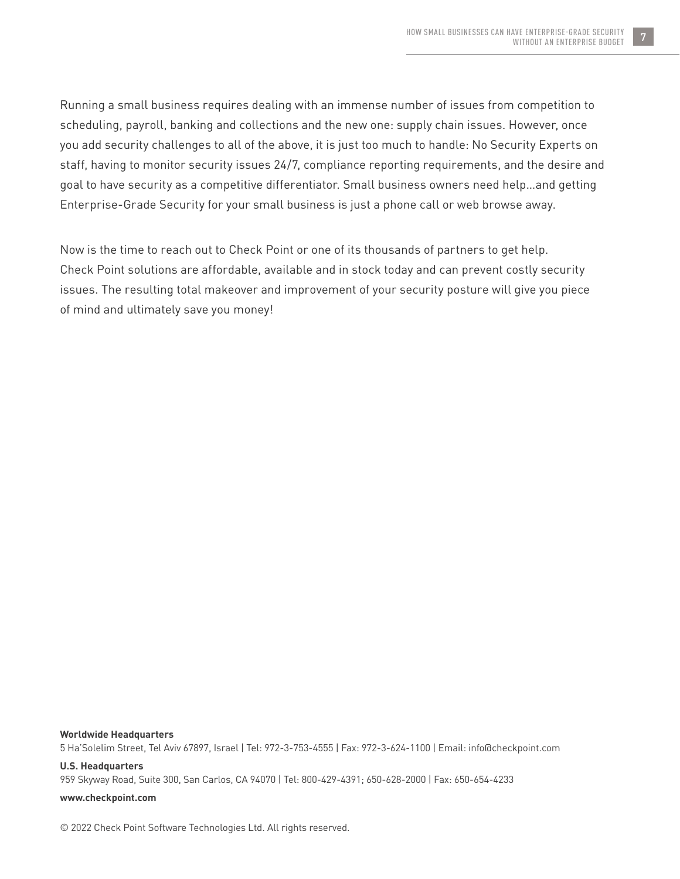Running a small business requires dealing with an immense number of issues from competition to scheduling, payroll, banking and collections and the new one: supply chain issues. However, once you add security challenges to all of the above, it is just too much to handle: No Security Experts on staff, having to monitor security issues 24/7, compliance reporting requirements, and the desire and goal to have security as a competitive differentiator. Small business owners need help…and getting Enterprise-Grade Security for your small business is just a phone call or web browse away.

Now is the time to reach out to Check Point or one of its thousands of partners to get help. Check Point solutions are affordable, available and in stock today and can prevent costly security issues. The resulting total makeover and improvement of your security posture will give you piece of mind and ultimately save you money!

**Worldwide Headquarters**
5 Ha'Solelim Street, Tel Aviv 67897, Israel | Tel: 972-3-753-4555 | Fax: 972-3-624-1100 | Email: info@checkpoint.com

**U.S. Headquarters**
959 Skyway Road, Suite 300, San Carlos, CA 94070 | Tel: 800-429-4391; 650-628-2000 | Fax: 650-654-4233

**www.checkpoint.com**

© 2022 Check Point Software Technologies Ltd. All rights reserved.